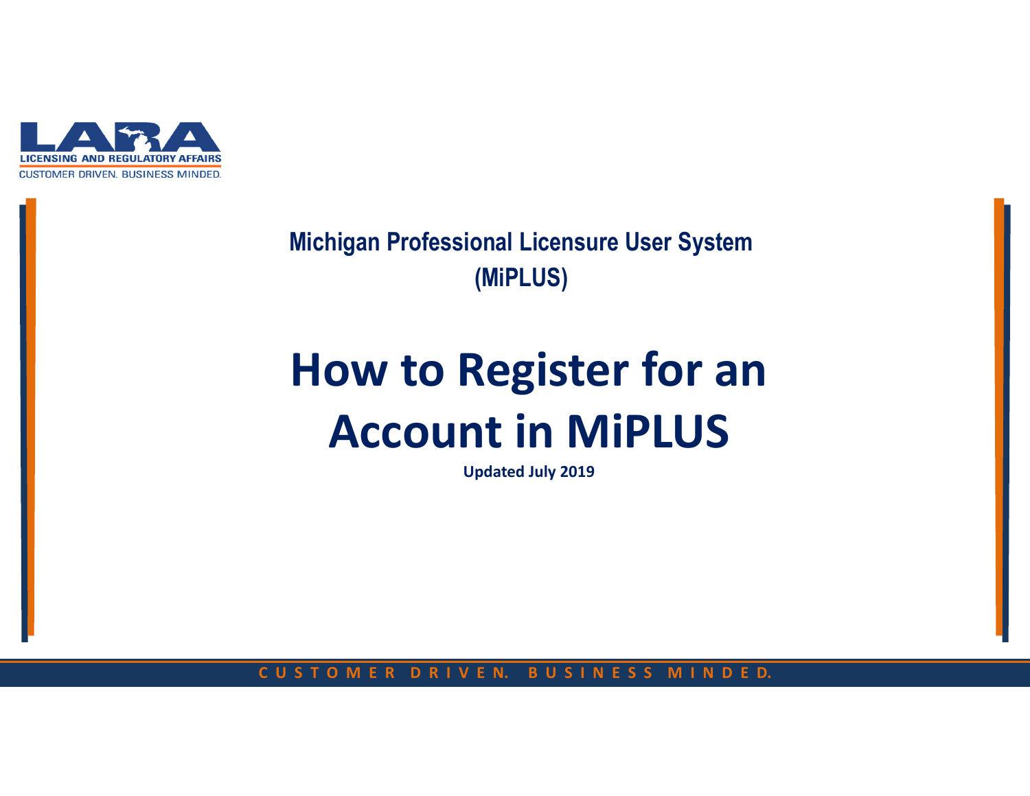LARA
LICENSING AND REGULATORY AFFAIRS
CUSTOMER DRIVEN. BUSINESS MINDED.

**Michigan Professional Licensure User System (MiPLUS)**

# How to Register for an Account in MiPLUS

**Updated July 2019**

CUSTOMER DRIVEN. BUSINESS MINDED.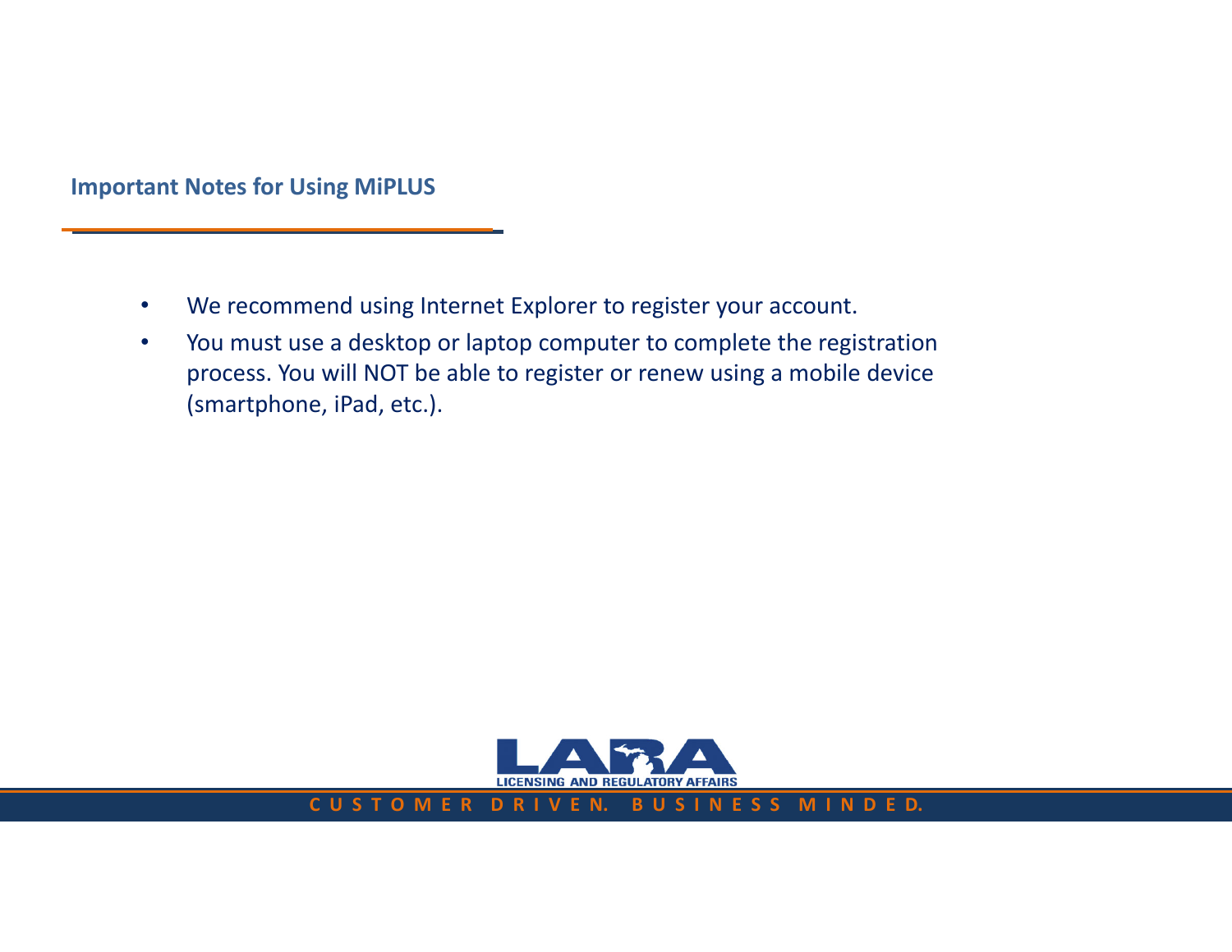## Important Notes for Using MiPLUS

- We recommend using Internet Explorer to register your account.
- You must use a desktop or laptop computer to complete the registration process. You will NOT be able to register or renew using a mobile device (smartphone, iPad, etc.).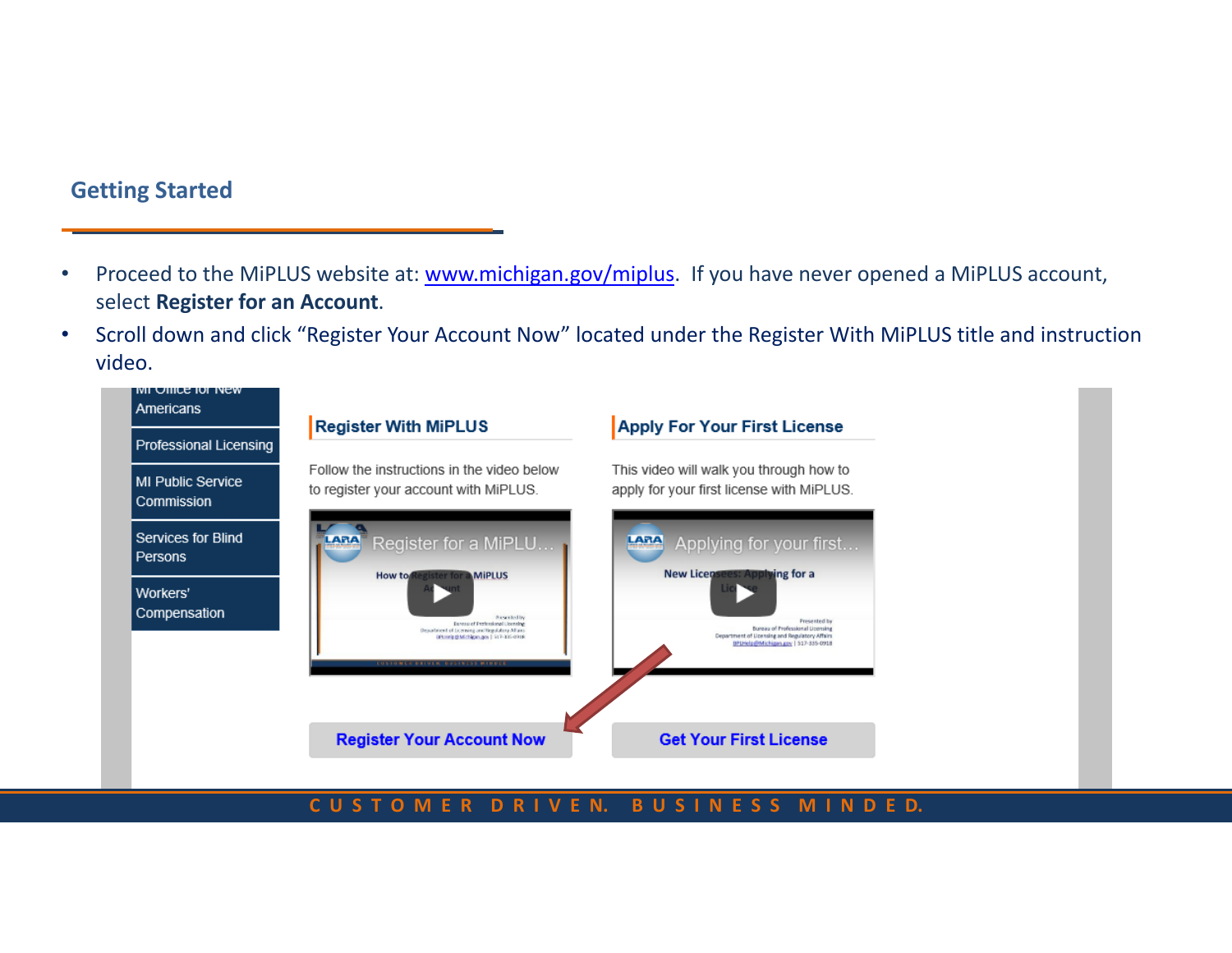## Getting Started

- Proceed to the MiPLUS website at: [www.michigan.gov/miplus](http://www.michigan.gov/miplus). If you have never opened a MiPLUS account, select **Register for an Account**.
- Scroll down and click "Register Your Account Now" located under the Register With MiPLUS title and instruction video.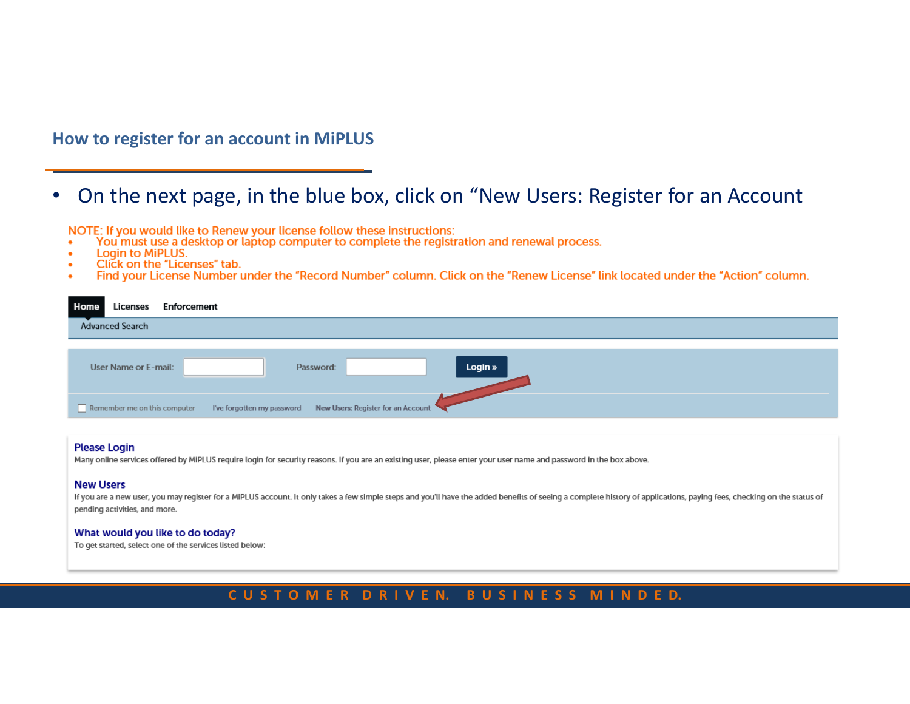## How to register for an account in MiPLUS

- On the next page, in the blue box, click on “New Users: Register for an Account

NOTE: If you would like to Renew your license follow these instructions:
- You must use a desktop or laptop computer to complete the registration and renewal process.
- Login to MiPLUS.
- Click on the “Licenses” tab.
- Find your License Number under the “Record Number” column. Click on the “Renew License” link located under the “Action” column.

Home Licenses Enforcement

Advanced Search

User Name or E-mail: Password: Login »

Remember me on this computer I've forgotten my password **New Users:** Register for an Account

**Please Login**

Many online services offered by MiPLUS require login for security reasons. If you are an existing user, please enter your user name and password in the box above.

**New Users**

If you are a new user, you may register for a MiPLUS account. It only takes a few simple steps and you'll have the added benefits of seeing a complete history of applications, paying fees, checking on the status of pending activities, and more.

**What would you like to do today?**

To get started, select one of the services listed below:

CUSTOMER DRIVEN. BUSINESS MINDED.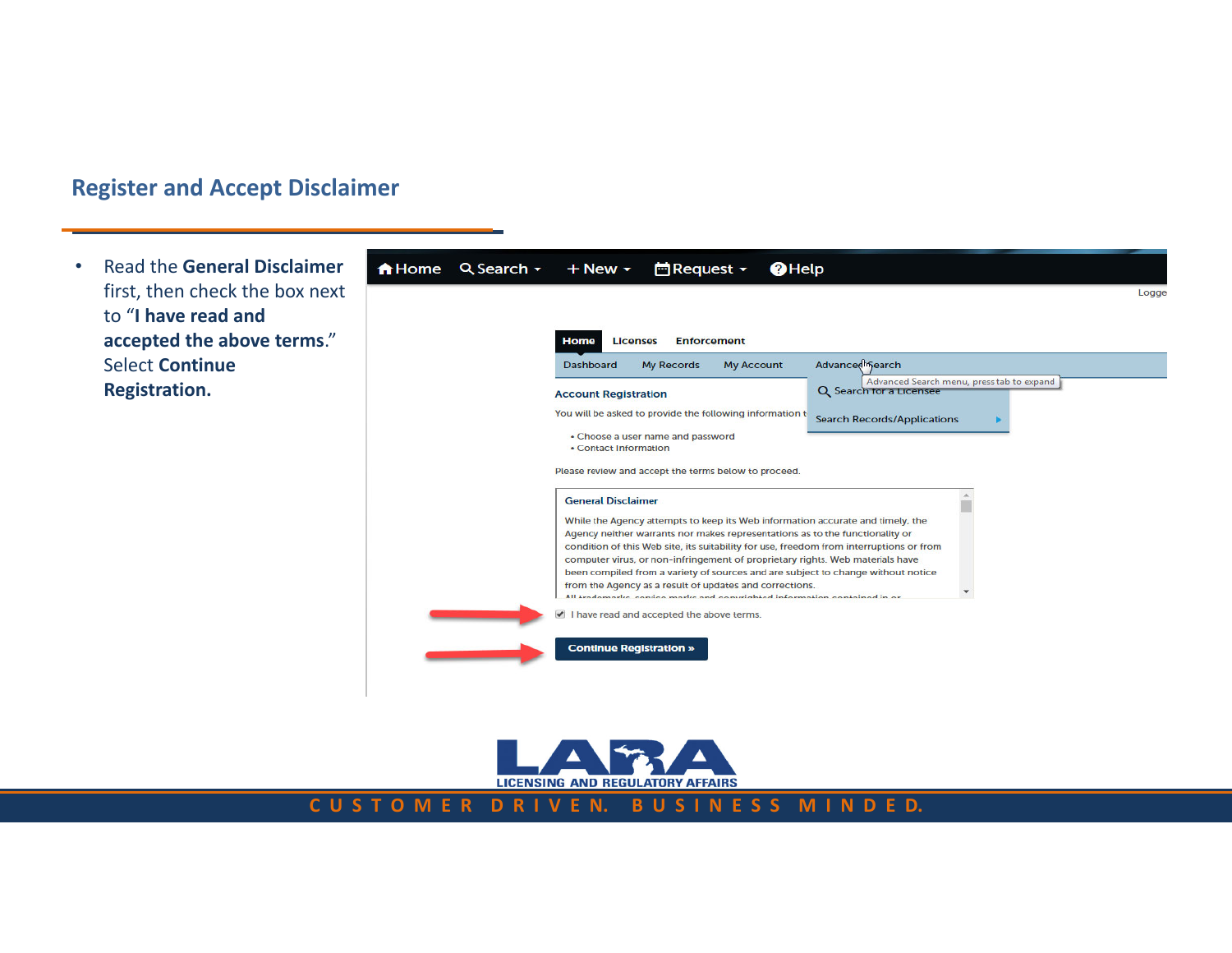## Register and Accept Disclaimer

- Read the **General Disclaimer** first, then check the box next to "**I have read and accepted the above terms**." Select **Continue Registration.**

Home | Search | + New | Request | Help

Logge

Home | Licenses | Enforcement

Dashboard | My Records | My Account | Advanced Search

Advanced Search menu, press tab to expand

Search for a Licensee

Search Records/Applications

**Account Registration**

You will be asked to provide the following information t

- Choose a user name and password
- Contact Information

Please review and accept the terms below to proceed.

**General Disclaimer**

While the Agency attempts to keep its Web information accurate and timely, the Agency neither warrants nor makes representations as to the functionality or condition of this Web site, its suitability for use, freedom from interruptions or from computer virus, or non-infringement of proprietary rights. Web materials have been compiled from a variety of sources and are subject to change without notice from the Agency as a result of updates and corrections.

☑ I have read and accepted the above terms.

**Continue Registration »**

LARA LICENSING AND REGULATORY AFFAIRS

CUSTOMER DRIVEN. BUSINESS MINDED.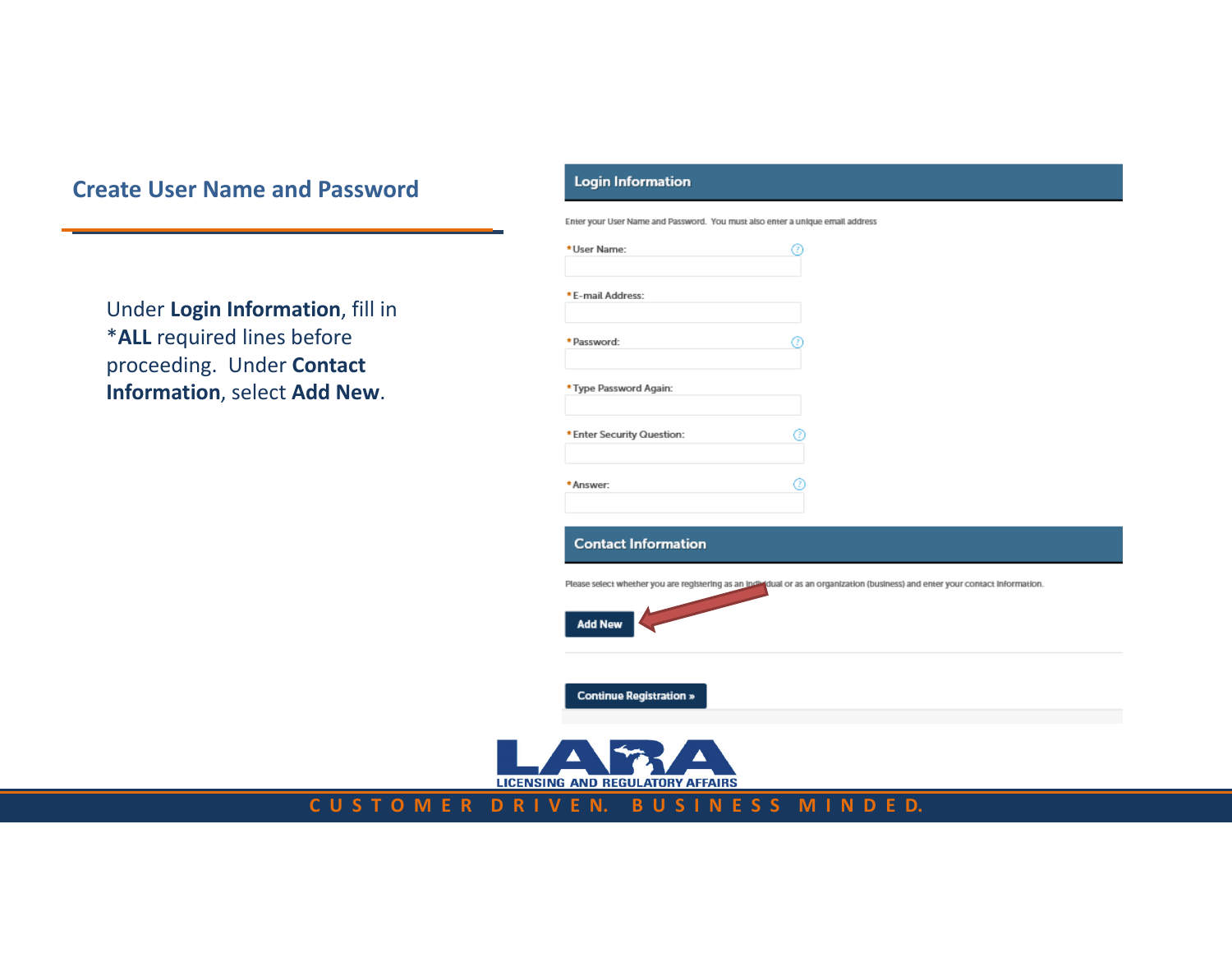## Create User Name and Password

Under **Login Information**, fill in *​**ALL** required lines before proceeding. Under **Contact Information**, select **Add New**.

**Login Information**

Enter your User Name and Password. You must also enter a unique email address

*User Name:

*E-mail Address:

*Password:

*Type Password Again:

*Enter Security Question:

*Answer:

**Contact Information**

Please select whether you are registering as an individual or as an organization (business) and enter your contact information.

Add New

Continue Registration »

LARA
LICENSING AND REGULATORY AFFAIRS

CUSTOMER DRIVEN. BUSINESS MINDED.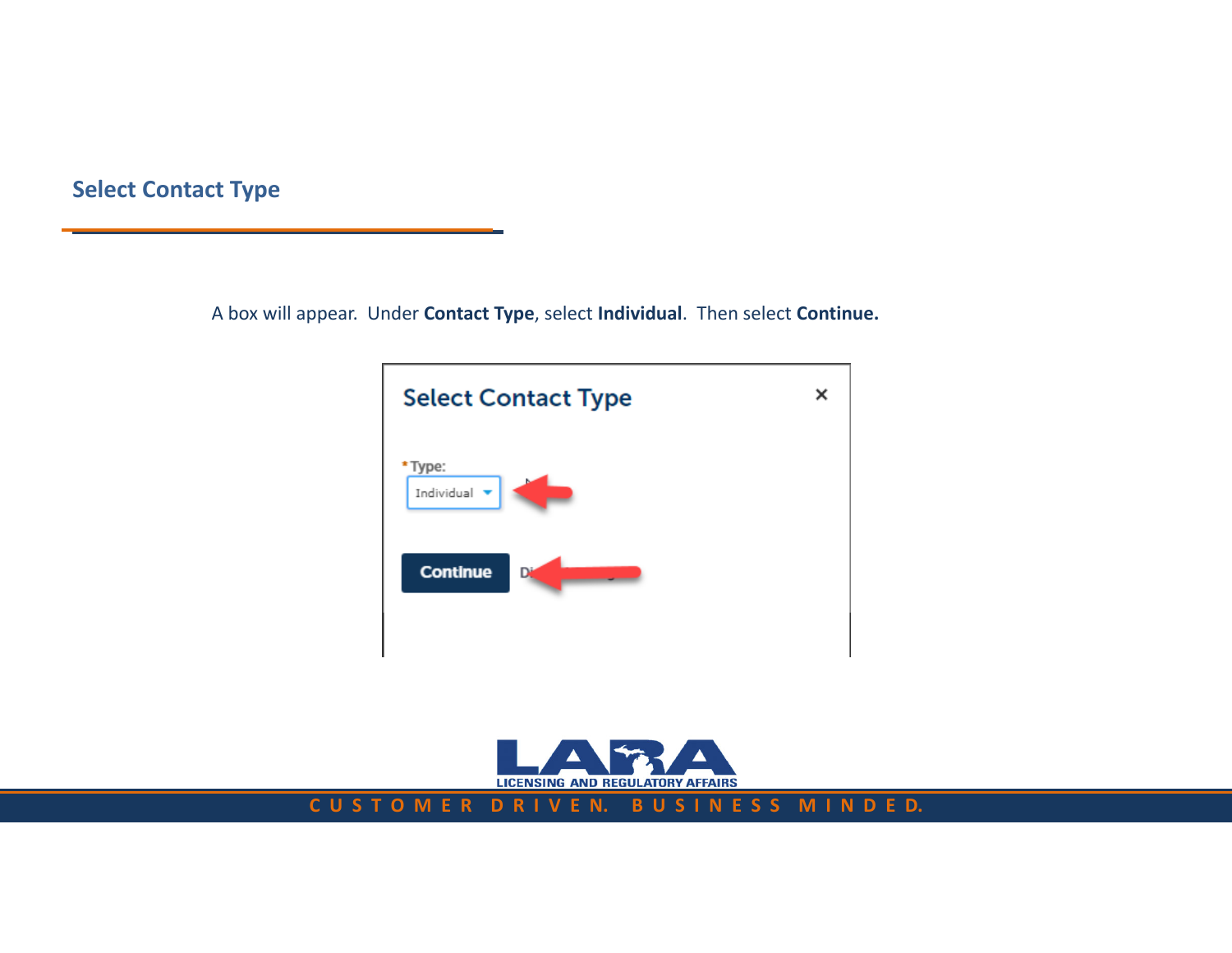## Select Contact Type

A box will appear. Under **Contact Type**, select **Individual**. Then select **Continue.**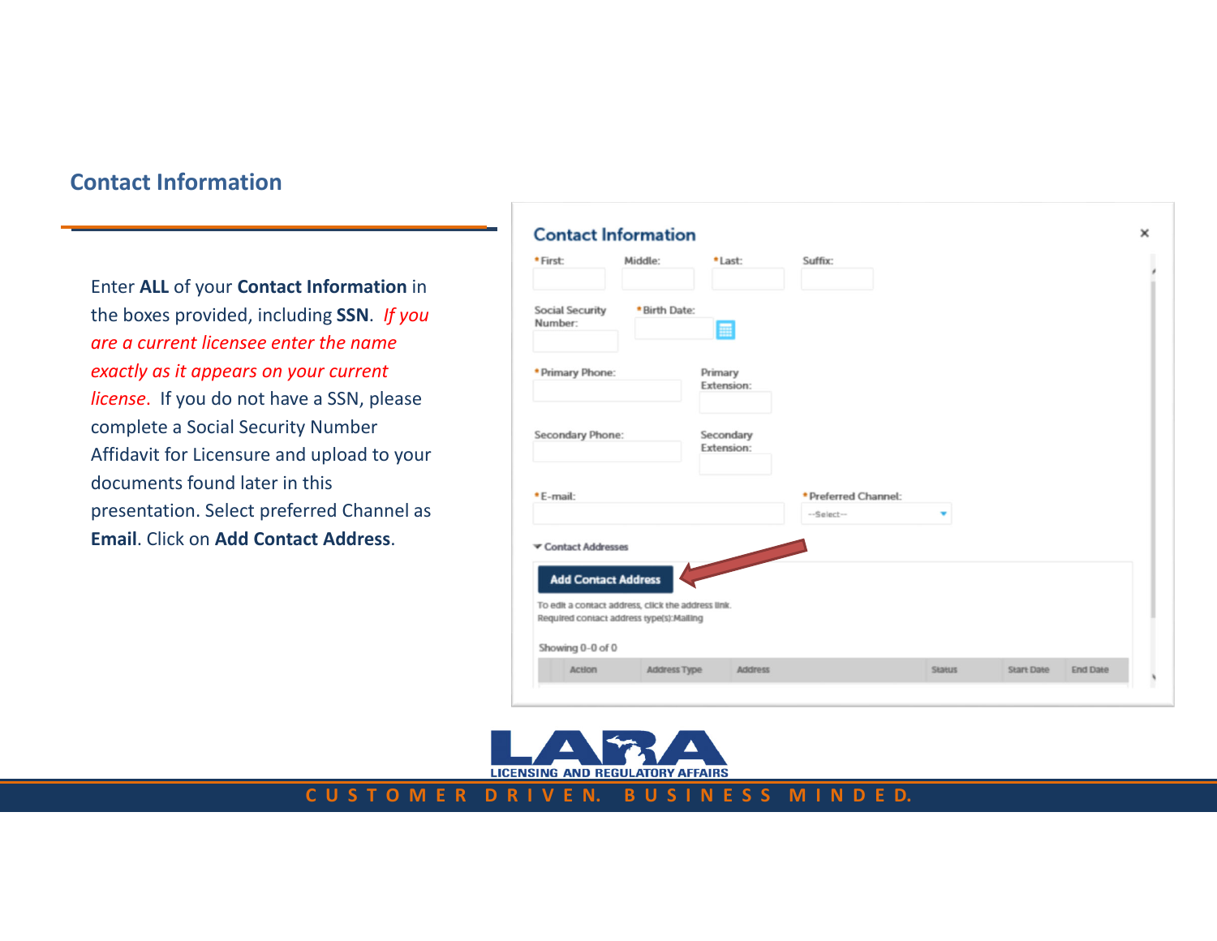## Contact Information

Enter **ALL** of your **Contact Information** in the boxes provided, including **SSN**. *If you are a current licensee enter the name exactly as it appears on your current license.* If you do not have a SSN, please complete a Social Security Number Affidavit for Licensure and upload to your documents found later in this presentation. Select preferred Channel as **Email**. Click on **Add Contact Address**.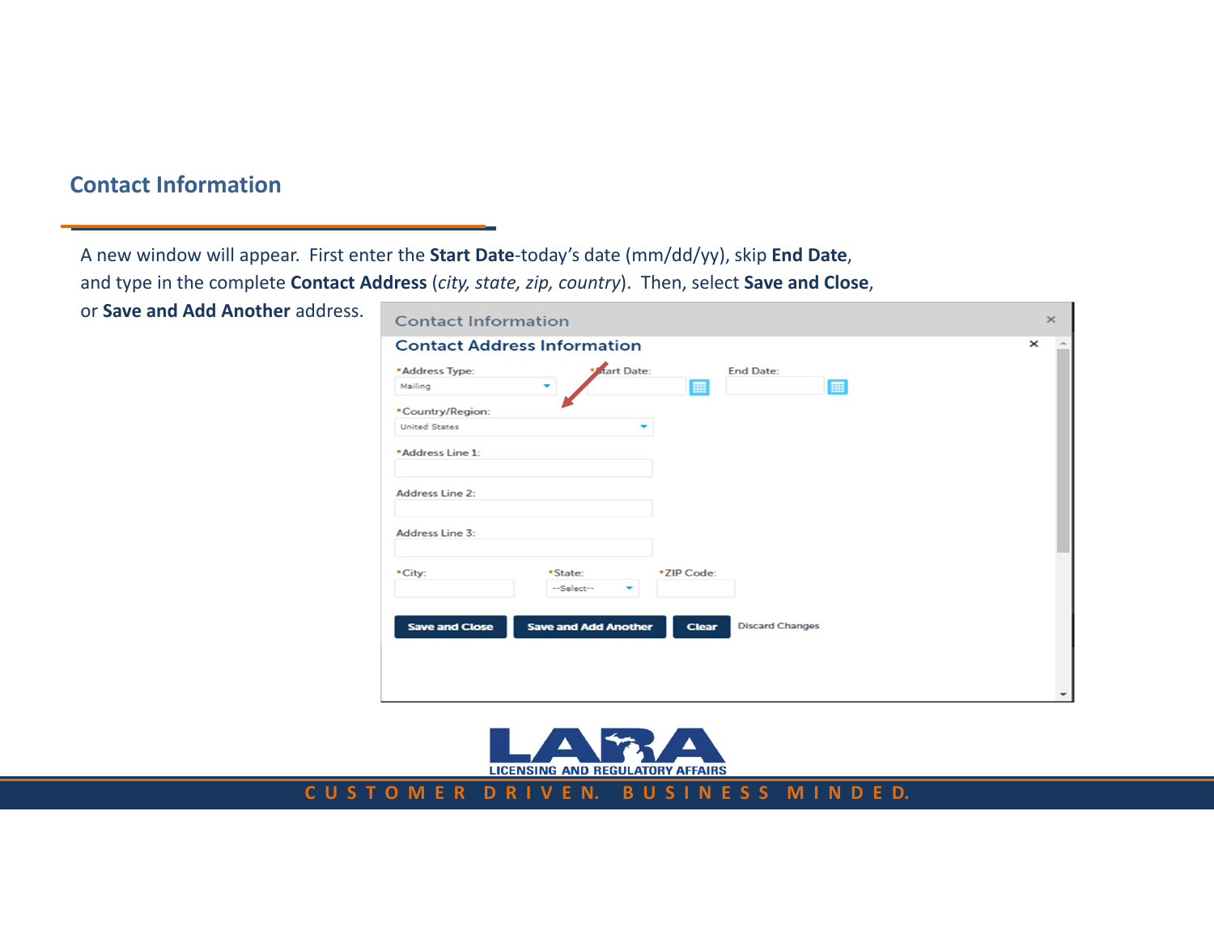## Contact Information

A new window will appear. First enter the **Start Date**-today's date (mm/dd/yy), skip **End Date**, and type in the complete **Contact Address** (*city, state, zip, country*). Then, select **Save and Close**, or **Save and Add Another** address.

Contact Information

Contact Address Information

*Address Type:
Mailing

*Start Date:

End Date:

*Country/Region:
United States

*Address Line 1:

Address Line 2:

Address Line 3:

*City:

*State:
--Select--

*ZIP Code:

Save and Close
Save and Add Another
Clear
Discard Changes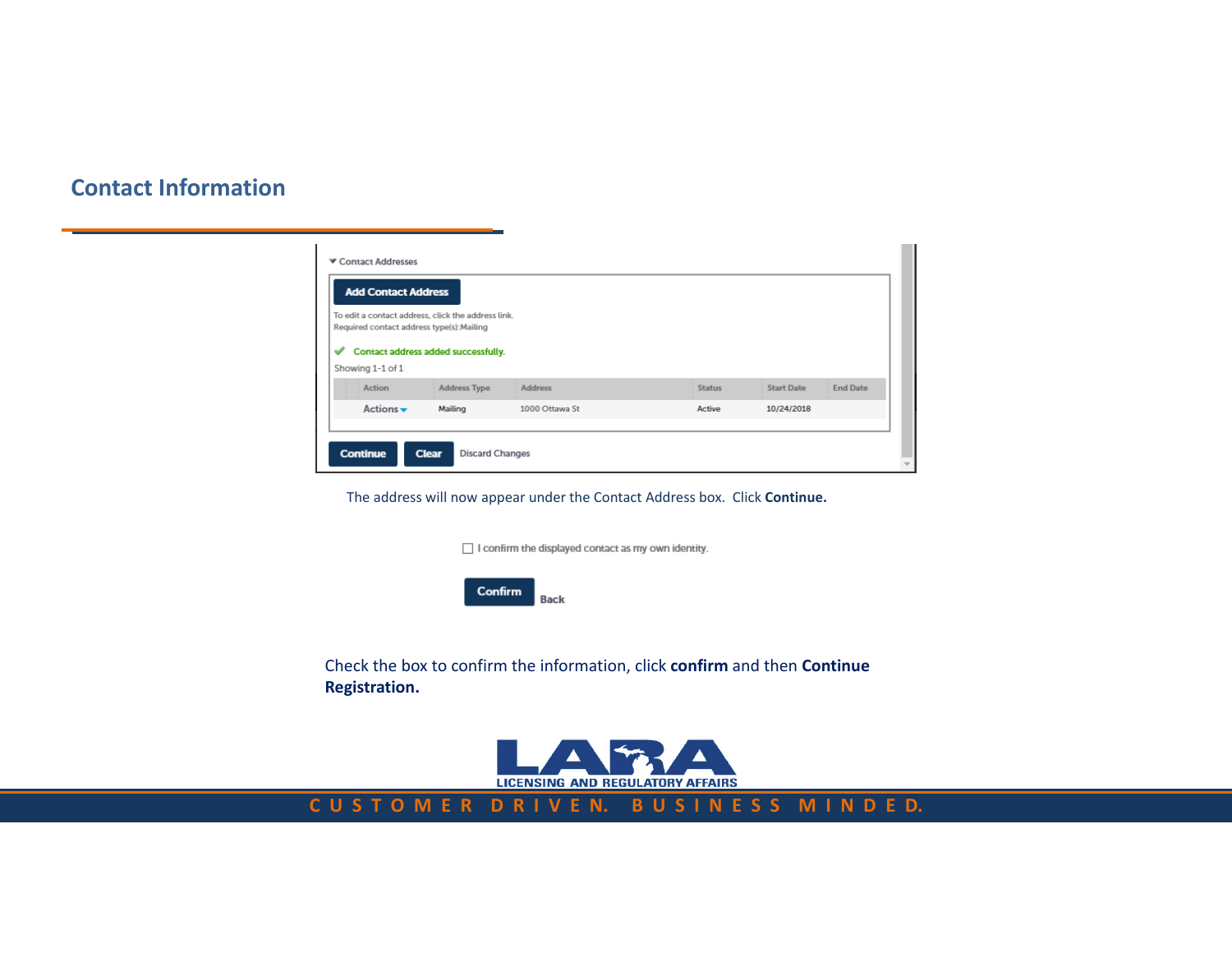## Contact Information

▼ Contact Addresses

**Add Contact Address**

To edit a contact address, click the address link.
Required contact address type(s):Mailing

✔ Contact address added successfully.

Showing 1-1 of 1

| Action | Address Type | Address | Status | Start Date | End Date |
|---|---|---|---|---|---|
| Actions ▾ | Mailing | 1000 Ottawa St | Active | 10/24/2018 | |

**Continue** **Clear** Discard Changes

The address will now appear under the Contact Address box. Click **Continue.**

☐ I confirm the displayed contact as my own identity.

**Confirm** Back

Check the box to confirm the information, click **confirm** and then **Continue Registration.**

LARA
LICENSING AND REGULATORY AFFAIRS

CUSTOMER DRIVEN. BUSINESS MINDED.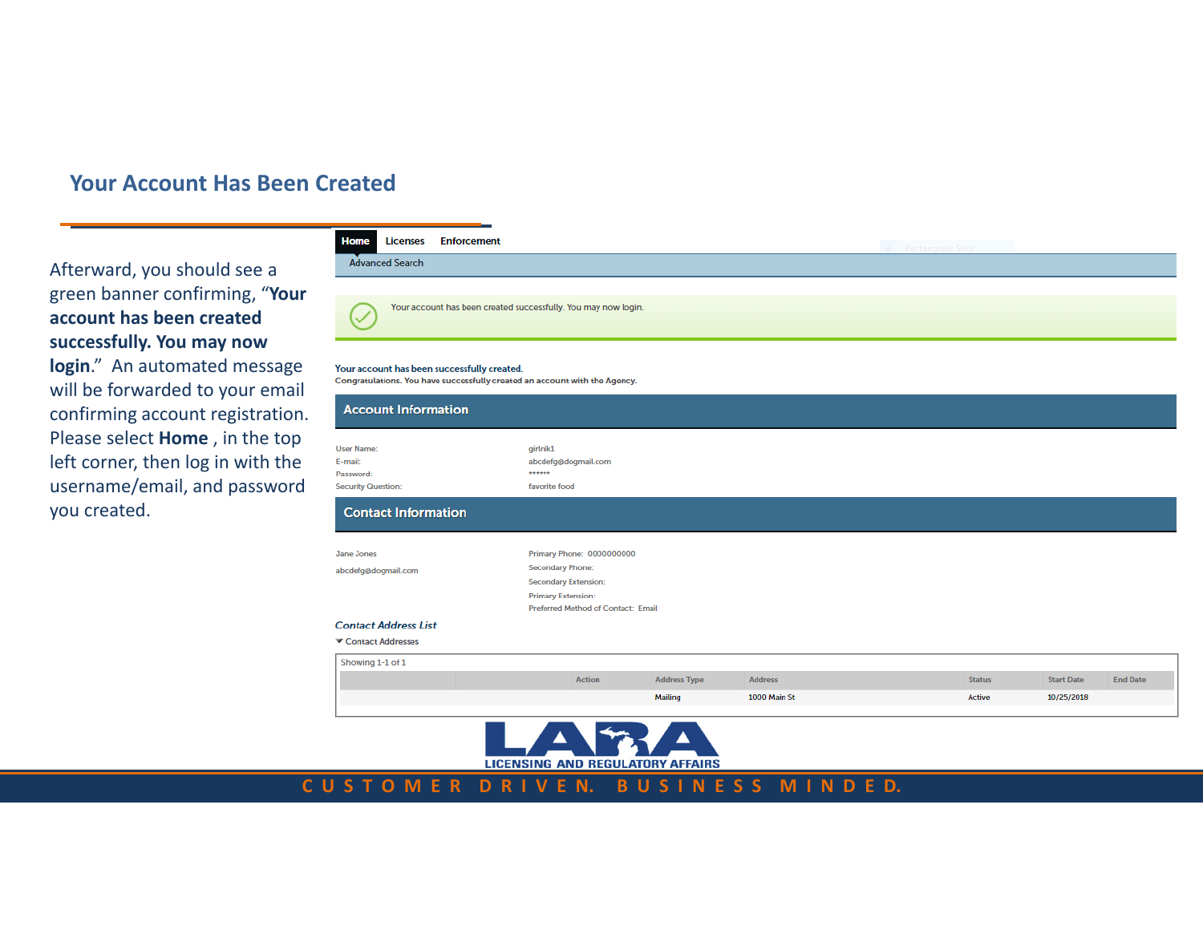# Your Account Has Been Created

Afterward, you should see a green banner confirming, "**Your account has been created successfully. You may now login**." An automated message will be forwarded to your email confirming account registration. Please select **Home** , in the top left corner, then log in with the username/email, and password you created.

Home Licenses Enforcement

Advanced Search

Your account has been created successfully. You may now login.

**Your account has been successfully created.**

Congratulations. You have successfully created an account with the Agency.

## Account Information

User Name: girlrik1

E-mail: abcdefg@dogmail.com

Password: ******

Security Question: favorite food

## Contact Information

Jane Jones

abcdefg@dogmail.com

Primary Phone: 0000000000

Secondary Phone:

Secondary Extension:

Primary Extension:

Preferred Method of Contact: Email

*Contact Address List*

Contact Addresses

Showing 1-1 of 1

| | Action | Address Type | Address | Status | Start Date | End Date |
|---|---|---|---|---|---|---|
| | | Mailing | 1000 Main St | Active | 10/25/2018 | |

LARA LICENSING AND REGULATORY AFFAIRS

CUSTOMER DRIVEN. BUSINESS MINDED.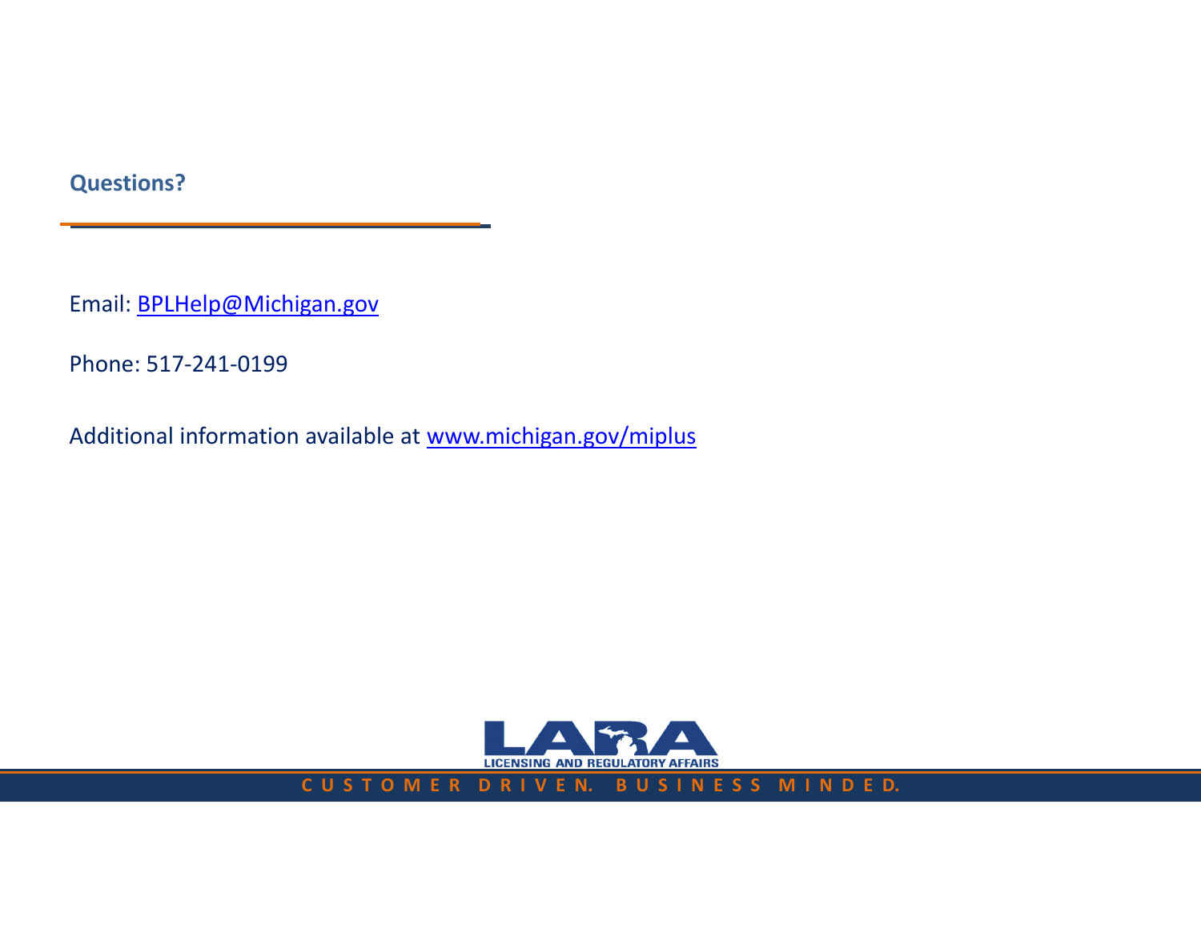## Questions?

Email: [BPLHelp@Michigan.gov](mailto:BPLHelp@Michigan.gov)

Phone: 517-241-0199

Additional information available at [www.michigan.gov/miplus](http://www.michigan.gov/miplus)